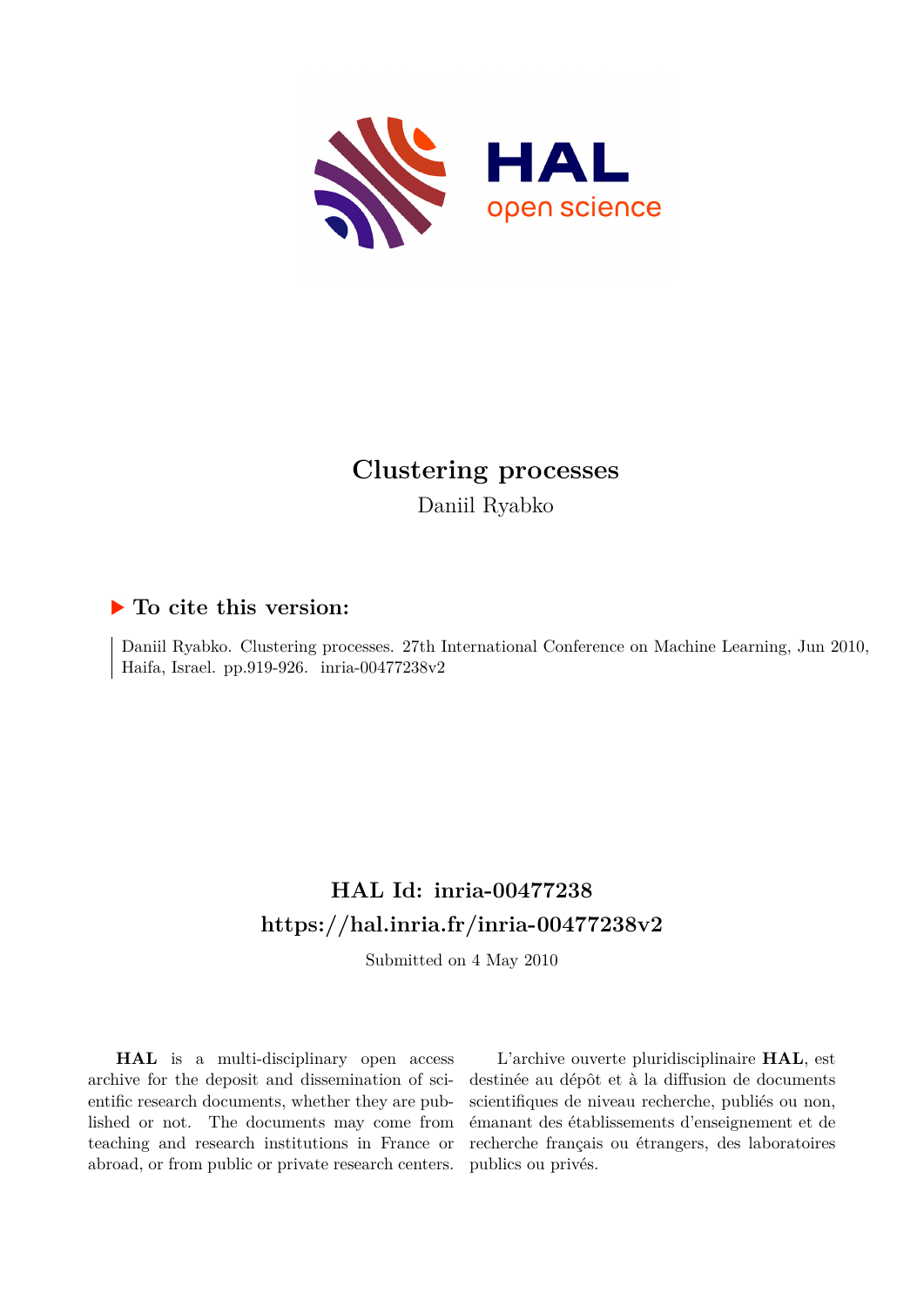# Clustering processes

Daniil Ryabko

## ▶ To cite this version:

Daniil Ryabko. Clustering processes. 27th International Conference on Machine Learning, Jun 2010, Haifa, Israel. pp.919-926. inria-00477238v2

## HAL Id: inria-00477238

## https://hal.inria.fr/inria-00477238v2

Submitted on 4 May 2010

**HAL** is a multi-disciplinary open access archive for the deposit and dissemination of scientific research documents, whether they are published or not. The documents may come from teaching and research institutions in France or abroad, or from public or private research centers.

L'archive ouverte pluridisciplinaire **HAL**, est destinée au dépôt et à la diffusion de documents scientifiques de niveau recherche, publiés ou non, émanant des établissements d'enseignement et de recherche français ou étrangers, des laboratoires publics ou privés.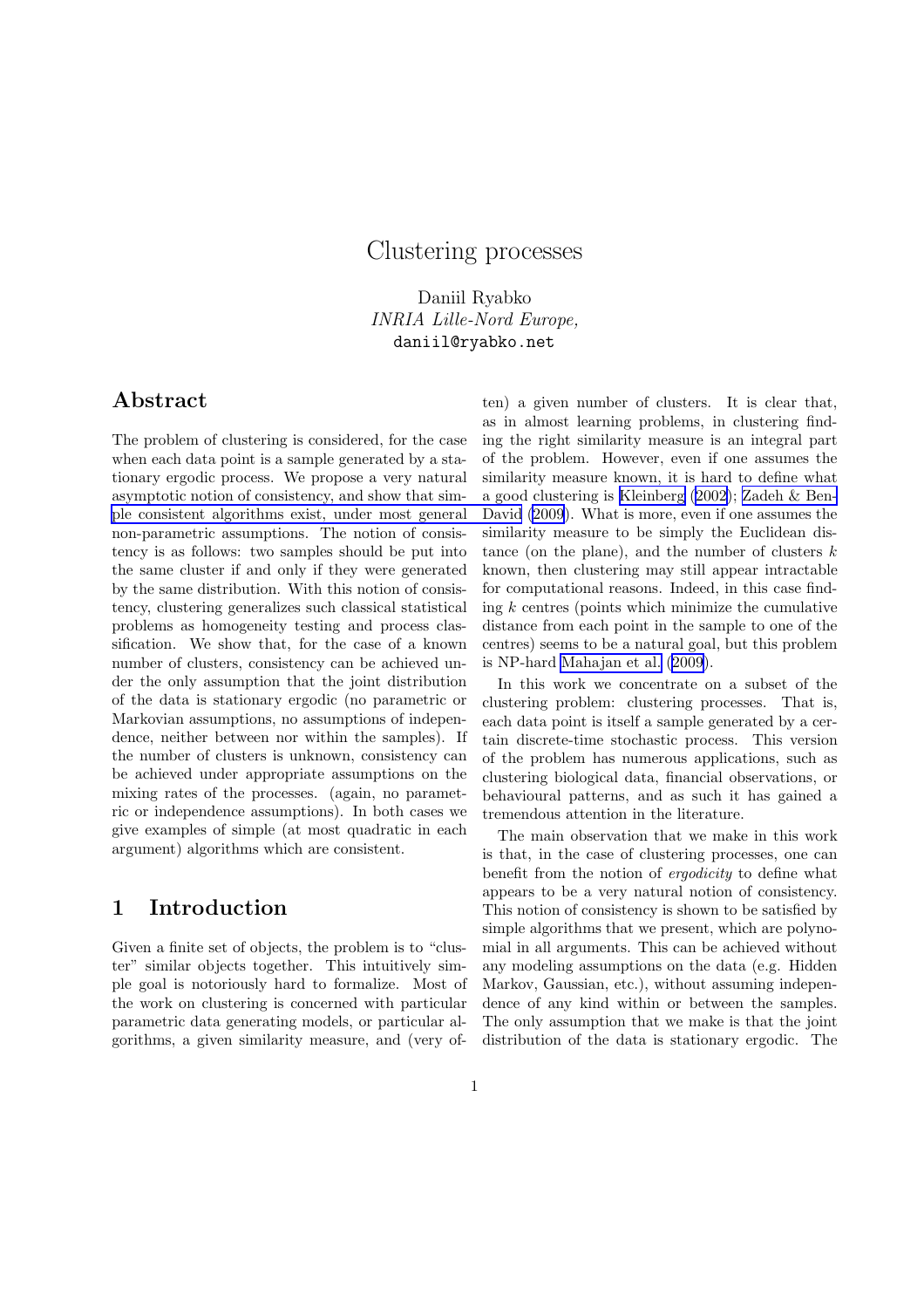# Clustering processes

Daniil Ryabko
*INRIA Lille-Nord Europe,*
daniil@ryabko.net

## Abstract

The problem of clustering is considered, for the case when each data point is a sample generated by a stationary ergodic process. We propose a very natural asymptotic notion of consistency, and show that simple consistent algorithms exist, under most general non-parametric assumptions. The notion of consistency is as follows: two samples should be put into the same cluster if and only if they were generated by the same distribution. With this notion of consistency, clustering generalizes such classical statistical problems as homogeneity testing and process classification. We show that, for the case of a known number of clusters, consistency can be achieved under the only assumption that the joint distribution of the data is stationary ergodic (no parametric or Markovian assumptions, no assumptions of independence, neither between nor within the samples). If the number of clusters is unknown, consistency can be achieved under appropriate assumptions on the mixing rates of the processes. (again, no parametric or independence assumptions). In both cases we give examples of simple (at most quadratic in each argument) algorithms which are consistent.

## 1 Introduction

Given a finite set of objects, the problem is to "cluster" similar objects together. This intuitively simple goal is notoriously hard to formalize. Most of the work on clustering is concerned with particular parametric data generating models, or particular algorithms, a given similarity measure, and (very often) a given number of clusters. It is clear that, as in almost learning problems, in clustering finding the right similarity measure is an integral part of the problem. However, even if one assumes the similarity measure known, it is hard to define what a good clustering is Kleinberg (2002); Zadeh & Ben-David (2009). What is more, even if one assumes the similarity measure to be simply the Euclidean distance (on the plane), and the number of clusters $k$ known, then clustering may still appear intractable for computational reasons. Indeed, in this case finding $k$ centres (points which minimize the cumulative distance from each point in the sample to one of the centres) seems to be a natural goal, but this problem is NP-hard Mahajan et al. (2009).

In this work we concentrate on a subset of the clustering problem: clustering processes. That is, each data point is itself a sample generated by a certain discrete-time stochastic process. This version of the problem has numerous applications, such as clustering biological data, financial observations, or behavioural patterns, and as such it has gained a tremendous attention in the literature.

The main observation that we make in this work is that, in the case of clustering processes, one can benefit from the notion of *ergodicity* to define what appears to be a very natural notion of consistency. This notion of consistency is shown to be satisfied by simple algorithms that we present, which are polynomial in all arguments. This can be achieved without any modeling assumptions on the data (e.g. Hidden Markov, Gaussian, etc.), without assuming independence of any kind within or between the samples. The only assumption that we make is that the joint distribution of the data is stationary ergodic. The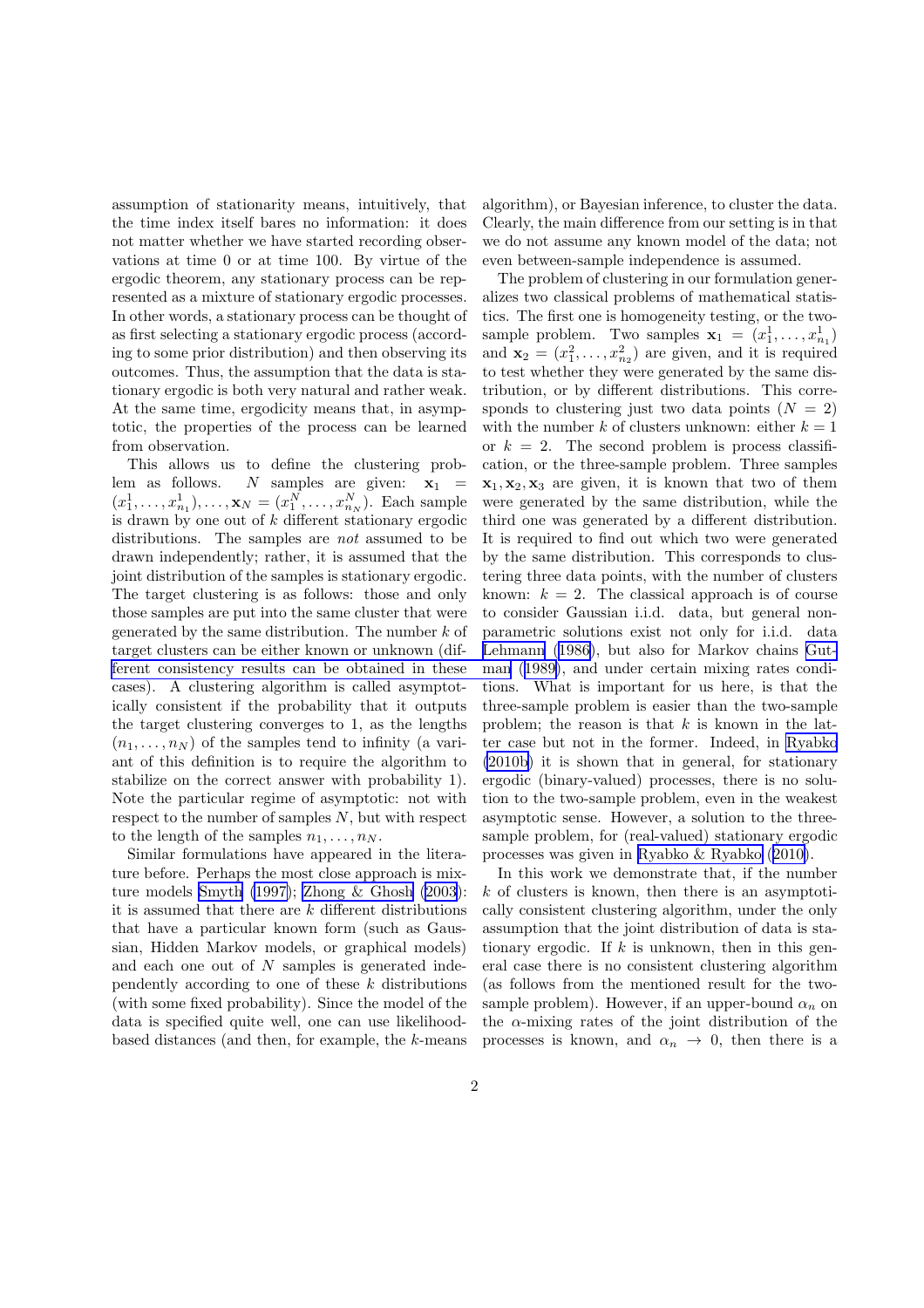assumption of stationarity means, intuitively, that the time index itself bares no information: it does not matter whether we have started recording observations at time 0 or at time 100. By virtue of the ergodic theorem, any stationary process can be represented as a mixture of stationary ergodic processes. In other words, a stationary process can be thought of as first selecting a stationary ergodic process (according to some prior distribution) and then observing its outcomes. Thus, the assumption that the data is stationary ergodic is both very natural and rather weak. At the same time, ergodicity means that, in asymptotic, the properties of the process can be learned from observation.

This allows us to define the clustering problem as follows. $N$ samples are given: $\mathbf{x}_1 = (x_1^1, \dots, x_{n_1}^1), \dots, \mathbf{x}_N = (x_1^N, \dots, x_{n_N}^N)$. Each sample is drawn by one out of $k$ different stationary ergodic distributions. The samples are *not* assumed to be drawn independently; rather, it is assumed that the joint distribution of the samples is stationary ergodic. The target clustering is as follows: those and only those samples are put into the same cluster that were generated by the same distribution. The number $k$ of target clusters can be either known or unknown (different consistency results can be obtained in these cases). A clustering algorithm is called asymptotically consistent if the probability that it outputs the target clustering converges to 1, as the lengths $(n_1, \dots, n_N)$ of the samples tend to infinity (a variant of this definition is to require the algorithm to stabilize on the correct answer with probability 1). Note the particular regime of asymptotic: not with respect to the number of samples $N$, but with respect to the length of the samples $n_1, \dots, n_N$.

Similar formulations have appeared in the literature before. Perhaps the most close approach is mixture models Smyth (1997); Zhong & Ghosh (2003): it is assumed that there are $k$ different distributions that have a particular known form (such as Gaussian, Hidden Markov models, or graphical models) and each one out of $N$ samples is generated independently according to one of these $k$ distributions (with some fixed probability). Since the model of the data is specified quite well, one can use likelihood-based distances (and then, for example, the $k$-means algorithm), or Bayesian inference, to cluster the data. Clearly, the main difference from our setting is in that we do not assume any known model of the data; not even between-sample independence is assumed.

The problem of clustering in our formulation generalizes two classical problems of mathematical statistics. The first one is homogeneity testing, or the two-sample problem. Two samples $\mathbf{x}_1 = (x_1^1, \dots, x_{n_1}^1)$ and $\mathbf{x}_2 = (x_1^2, \dots, x_{n_2}^2)$ are given, and it is required to test whether they were generated by the same distribution, or by different distributions. This corresponds to clustering just two data points ($N = 2$) with the number $k$ of clusters unknown: either $k = 1$ or $k = 2$. The second problem is process classification, or the three-sample problem. Three samples $\mathbf{x}_1, \mathbf{x}_2, \mathbf{x}_3$ are given, it is known that two of them were generated by the same distribution, while the third one was generated by a different distribution. It is required to find out which two were generated by the same distribution. This corresponds to clustering three data points, with the number of clusters known: $k = 2$. The classical approach is of course to consider Gaussian i.i.d. data, but general non-parametric solutions exist not only for i.i.d. data Lehmann (1986), but also for Markov chains Gutman (1989), and under certain mixing rates conditions. What is important for us here, is that the three-sample problem is easier than the two-sample problem; the reason is that $k$ is known in the latter case but not in the former. Indeed, in Ryabko (2010b) it is shown that in general, for stationary ergodic (binary-valued) processes, there is no solution to the two-sample problem, even in the weakest asymptotic sense. However, a solution to the three-sample problem, for (real-valued) stationary ergodic processes was given in Ryabko & Ryabko (2010).

In this work we demonstrate that, if the number $k$ of clusters is known, then there is an asymptotically consistent clustering algorithm, under the only assumption that the joint distribution of data is stationary ergodic. If $k$ is unknown, then in this general case there is no consistent clustering algorithm (as follows from the mentioned result for the two-sample problem). However, if an upper-bound $\alpha_n$ on the $\alpha$-mixing rates of the joint distribution of the processes is known, and $\alpha_n \to 0$, then there is a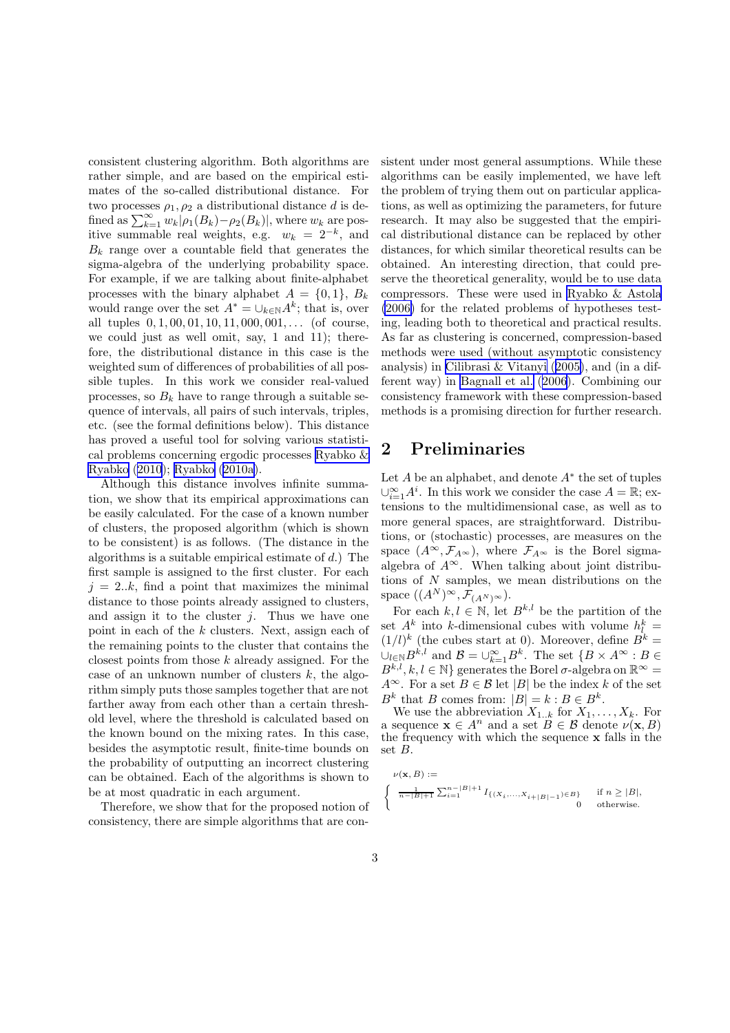consistent clustering algorithm. Both algorithms are rather simple, and are based on the empirical estimates of the so-called distributional distance. For two processes $\rho_1, \rho_2$ a distributional distance $d$ is defined as $\sum_{k=1}^\infty w_k|\rho_1(B_k) - \rho_2(B_k)|$, where $w_k$ are positive summable real weights, e.g. $w_k = 2^{-k}$, and $B_k$ range over a countable field that generates the sigma-algebra of the underlying probability space. For example, if we are talking about finite-alphabet processes with the binary alphabet $A = \{0, 1\}$, $B_k$ would range over the set $A^* = \cup_{k\in\mathbb{N}} A^k$; that is, over all tuples $0, 1, 00, 01, 10, 11, 000, 001, \dots$ (of course, we could just as well omit, say, 1 and 11); therefore, the distributional distance in this case is the weighted sum of differences of probabilities of all possible tuples. In this work we consider real-valued processes, so $B_k$ have to range through a suitable sequence of intervals, all pairs of such intervals, triples, etc. (see the formal definitions below). This distance has proved a useful tool for solving various statistical problems concerning ergodic processes Ryabko & Ryabko (2010); Ryabko (2010a).

Although this distance involves infinite summation, we show that its empirical approximations can be easily calculated. For the case of a known number of clusters, the proposed algorithm (which is shown to be consistent) is as follows. (The distance in the algorithms is a suitable empirical estimate of $d$.) The first sample is assigned to the first cluster. For each $j = 2..k$, find a point that maximizes the minimal distance to those points already assigned to clusters, and assign it to the cluster $j$. Thus we have one point in each of the $k$ clusters. Next, assign each of the remaining points to the cluster that contains the closest points from those $k$ already assigned. For the case of an unknown number of clusters $k$, the algorithm simply puts those samples together that are not farther away from each other than a certain threshold level, where the threshold is calculated based on the known bound on the mixing rates. In this case, besides the asymptotic result, finite-time bounds on the probability of outputting an incorrect clustering can be obtained. Each of the algorithms is shown to be at most quadratic in each argument.

Therefore, we show that for the proposed notion of consistency, there are simple algorithms that are consistent under most general assumptions. While these algorithms can be easily implemented, we have left the problem of trying them out on particular applications, as well as optimizing the parameters, for future research. It may also be suggested that the empirical distributional distance can be replaced by other distances, for which similar theoretical results can be obtained. An interesting direction, that could preserve the theoretical generality, would be to use data compressors. These were used in Ryabko & Astola (2006) for the related problems of hypotheses testing, leading both to theoretical and practical results. As far as clustering is concerned, compression-based methods were used (without asymptotic consistency analysis) in Cilibrasi & Vitanyi (2005), and (in a different way) in Bagnall et al. (2006). Combining our consistency framework with these compression-based methods is a promising direction for further research.

## 2 Preliminaries

Let $A$ be an alphabet, and denote $A^*$ the set of tuples $\cup_{i=1}^\infty A^i$. In this work we consider the case $A = \mathbb{R}$; extensions to the multidimensional case, as well as to more general spaces, are straightforward. Distributions, or (stochastic) processes, are measures on the space $(A^\infty, \mathcal{F}_{A^\infty})$, where $\mathcal{F}_{A^\infty}$ is the Borel sigma-algebra of $A^\infty$. When talking about joint distributions of $N$ samples, we mean distributions on the space $((A^N)^\infty, \mathcal{F}_{(A^N)^\infty})$.

For each $k, l \in \mathbb{N}$, let $B^{k,l}$ be the partition of the set $A^k$ into $k$-dimensional cubes with volume $h_l^k = (1/l)^k$ (the cubes start at 0). Moreover, define $B^k = \cup_{l\in\mathbb{N}} B^{k,l}$ and $\mathcal{B} = \cup_{k=1}^\infty B^k$. The set $\{B \times A^\infty : B \in B^{k,l}, k, l \in \mathbb{N}\}$ generates the Borel $\sigma$-algebra on $\mathbb{R}^\infty = A^\infty$. For a set $B \in \mathcal{B}$ let $|B|$ be the index $k$ of the set $B^k$ that $B$ comes from: $|B| = k : B \in B^k$.

We use the abbreviation $X_{1..k}$ for $X_1, \dots, X_k$. For a sequence $\mathbf{x} \in A^n$ and a set $B \in \mathcal{B}$ denote $\nu(\mathbf{x}, B)$ the frequency with which the sequence $\mathbf{x}$ falls in the set $B$.

$$\nu(\mathbf{x}, B) := \begin{cases} \frac{1}{n-|B|+1} \sum_{i=1}^{n-|B|+1} I_{\{(X_i,\dots,X_{i+|B|-1})\in B\}} & \text{if } n \geq |B|, \\ 0 & \text{otherwise.} \end{cases}$$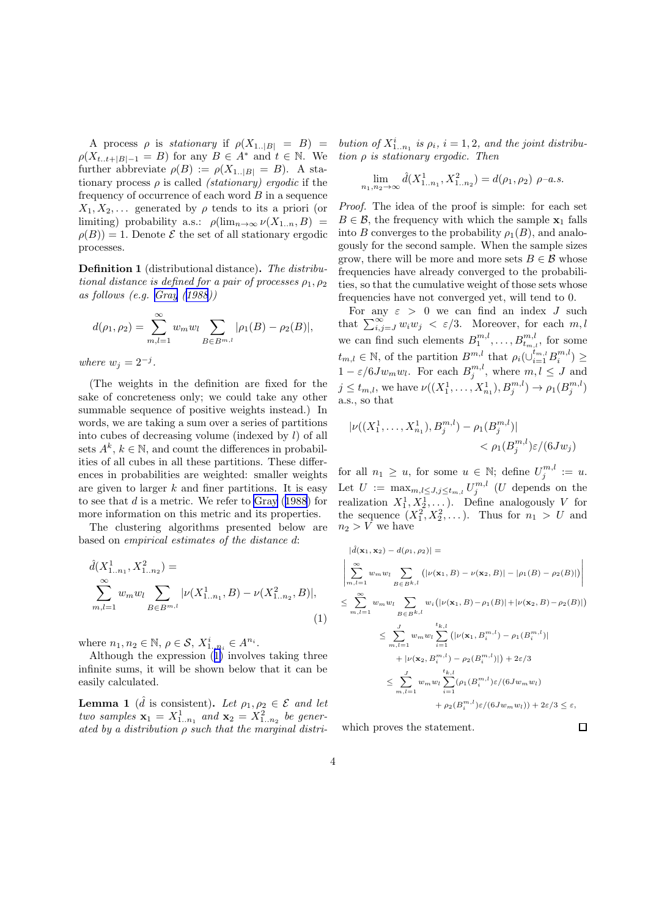A process $\rho$ is *stationary* if $\rho(X_{1..|B|} = B) = \rho(X_{t..t+|B|-1} = B)$ for any $B \in A^*$ and $t \in \mathbb{N}$. We further abbreviate $\rho(B) := \rho(X_{1..|B|} = B)$. A stationary process $\rho$ is called *(stationary) ergodic* if the frequency of occurrence of each word $B$ in a sequence $X_1, X_2, \dots$ generated by $\rho$ tends to its a priori (or limiting) probability a.s.: $\rho(\lim_{n\to\infty} \nu(X_{1..n}, B) = \rho(B)) = 1$. Denote $\mathcal{E}$ the set of all stationary ergodic processes.

**Definition 1** (distributional distance)**.** *The distributional distance is defined for a pair of processes $\rho_1, \rho_2$ as follows (e.g. Gray (1988))*

$$d(\rho_1, \rho_2) = \sum_{m,l=1}^{\infty} w_m w_l \sum_{B \in B^{m,l}} |\rho_1(B) - \rho_2(B)|,$$

*where $w_j = 2^{-j}$.*

(The weights in the definition are fixed for the sake of concreteness only; we could take any other summable sequence of positive weights instead.) In words, we are taking a sum over a series of partitions into cubes of decreasing volume (indexed by $l$) of all sets $A^k$, $k \in \mathbb{N}$, and count the differences in probabilities of all cubes in all these partitions. These differences in probabilities are weighted: smaller weights are given to larger $k$ and finer partitions. It is easy to see that $d$ is a metric. We refer to Gray (1988) for more information on this metric and its properties.

The clustering algorithms presented below are based on *empirical estimates of the distance* $d$:

$$\hat{d}(X^1_{1..n_1}, X^2_{1..n_2}) = \sum_{m,l=1}^{\infty} w_m w_l \sum_{B \in B^{m,l}} |\nu(X^1_{1..n_1}, B) - \nu(X^2_{1..n_2}, B)|, \tag{1}$$

where $n_1, n_2 \in \mathbb{N}$, $\rho \in \mathcal{S}$, $X^i_{1..n_i} \in A^{n_i}$.

Although the expression (1) involves taking three infinite sums, it will be shown below that it can be easily calculated.

**Lemma 1** ($\hat{d}$ is consistent)**.** *Let $\rho_1, \rho_2 \in \mathcal{E}$ and let two samples $\mathbf{x}_1 = X^1_{1..n_1}$ and $\mathbf{x}_2 = X^2_{1..n_2}$ be generated by a distribution $\rho$ such that the marginal distribution of $X^i_{1..n_1}$ is $\rho_i$, $i = 1, 2$, and the joint distribution $\rho$ is stationary ergodic. Then*

$$\lim_{n_1, n_2 \to \infty} \hat{d}(X^1_{1..n_1}, X^2_{1..n_2}) = d(\rho_1, \rho_2)\ \rho\text{–a.s.}$$

*Proof.* The idea of the proof is simple: for each set $B \in \mathcal{B}$, the frequency with which the sample $\mathbf{x}_1$ falls into $B$ converges to the probability $\rho_1(B)$, and analogously for the second sample. When the sample sizes grow, there will be more and more sets $B \in \mathcal{B}$ whose frequencies have already converged to the probabilities, so that the cumulative weight of those sets whose frequencies have not converged yet, will tend to 0.

For any $\varepsilon > 0$ we can find an index $J$ such that $\sum_{i,j=J}^{\infty} w_i w_j < \varepsilon/3$. Moreover, for each $m, l$ we can find such elements $B^{m,l}_1, \dots, B^{m,l}_{t_{m,l}}$, for some $t_{m,l} \in \mathbb{N}$, of the partition $B^{m,l}$ that $\rho_i(\cup_{i=1}^{t_{m,l}} B^{m,l}_i) \geq 1 - \varepsilon/6Jw_m w_l$. For each $B^{m,l}_j$, where $m, l \leq J$ and $j \leq t_{m,l}$, we have $\nu((X^1_1, \dots, X^1_{n_1}), B^{m,l}_j) \to \rho_1(B^{m,l}_j)$ a.s., so that

$$|\nu((X^1_1, \dots, X^1_{n_1}), B^{m,l}_j) - \rho_1(B^{m,l}_j)| < \rho_1(B^{m,l}_j)\varepsilon/(6Jw_j)$$

for all $n_1 \geq u$, for some $u \in \mathbb{N}$; define $U^{m,l}_j := u$. Let $U := \max_{m,l \leq J, j \leq t_{m,l}} U^{m,l}_j$ ($U$ depends on the realization $X^1_1, X^1_2, \dots$). Define analogously $V$ for the sequence $(X^2_1, X^2_2, \dots)$. Thus for $n_1 > U$ and $n_2 > V$ we have

$$
\begin{aligned}
&|\hat{d}(\mathbf{x}_1, \mathbf{x}_2) - d(\rho_1, \rho_2)| = \\
&\left| \sum_{m,l=1}^{\infty} w_m w_l \sum_{B \in B^{k,l}} \left( |\nu(\mathbf{x}_1, B) - \nu(\mathbf{x}_2, B)| - |\rho_1(B) - \rho_2(B)| \right) \right| \\
&\leq \sum_{m,l=1}^{\infty} w_m w_l \sum_{B \in B^{k,l}} w_i \left( |\nu(\mathbf{x}_1, B) - \rho_1(B)| + |\nu(\mathbf{x}_2, B) - \rho_2(B)| \right) \\
&\leq \sum_{m,l=1}^{J} w_m w_l \sum_{i=1}^{t_{k,l}} \left( |\nu(\mathbf{x}_1, B^{m,l}_i) - \rho_1(B^{m,l}_i)| \right. \\
&\qquad \left. + |\nu(\mathbf{x}_2, B^{m,l}_i) - \rho_2(B^{m,l}_i)| \right) + 2\varepsilon/3 \\
&\leq \sum_{m,l=1}^{J} w_m w_l \sum_{i=1}^{t_{k,l}} (\rho_1(B^{m,l}_i)\varepsilon/(6Jw_m w_l) \\
&\qquad + \rho_2(B^{m,l}_i)\varepsilon/(6Jw_m w_l)) + 2\varepsilon/3 \leq \varepsilon,
\end{aligned}
$$

which proves the statement. $\square$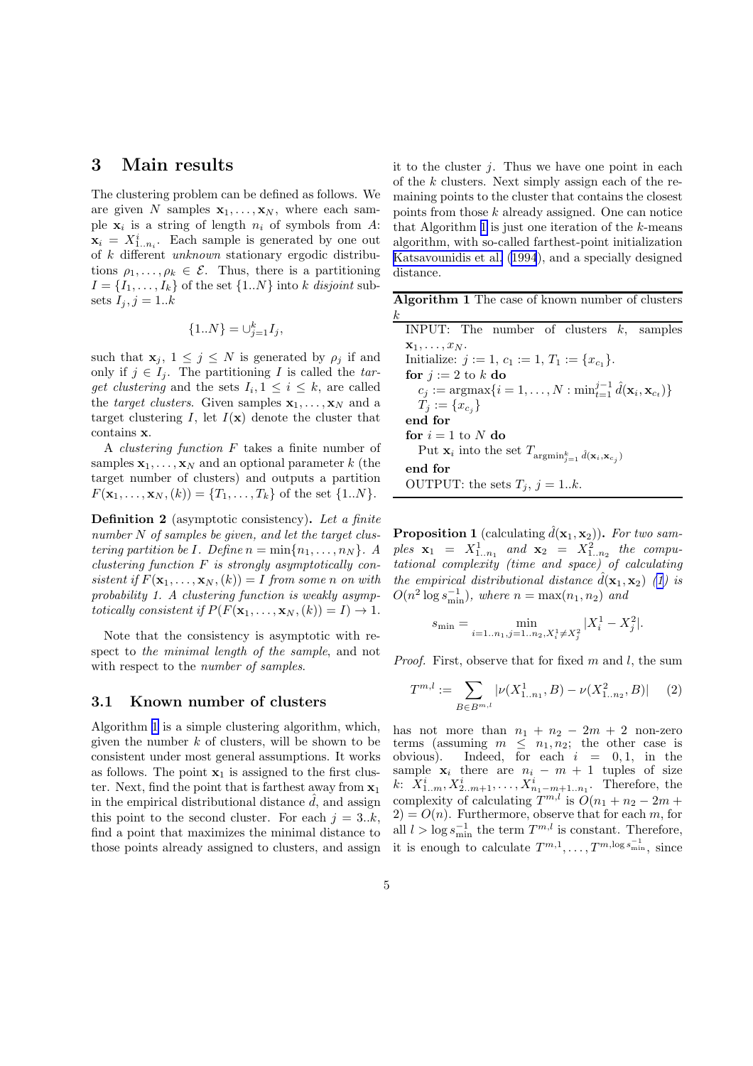## 3 Main results

The clustering problem can be defined as follows. We are given $N$ samples $\mathbf{x}_1, \dots, \mathbf{x}_N$, where each sample $\mathbf{x}_i$ is a string of length $n_i$ of symbols from $A$: $\mathbf{x}_i = X^i_{1..n_i}$. Each sample is generated by one out of $k$ different *unknown* stationary ergodic distributions $\rho_1, \dots, \rho_k \in \mathcal{E}$. Thus, there is a partitioning $I = \{I_1, \dots, I_k\}$ of the set $\{1..N\}$ into $k$ *disjoint* subsets $I_j, j = 1..k$

$$\{1..N\} = \cup_{j=1}^k I_j,$$

such that $\mathbf{x}_j$, $1 \le j \le N$ is generated by $\rho_j$ if and only if $j \in I_j$. The partitioning $I$ is called the *target clustering* and the sets $I_i, 1 \le i \le k$, are called the *target clusters*. Given samples $\mathbf{x}_1, \dots, \mathbf{x}_N$ and a target clustering $I$, let $I(\mathbf{x})$ denote the cluster that contains $\mathbf{x}$.

A *clustering function* $F$ takes a finite number of samples $\mathbf{x}_1, \dots, \mathbf{x}_N$ and an optional parameter $k$ (the target number of clusters) and outputs a partition $F(\mathbf{x}_1, \dots, \mathbf{x}_N, (k)) = \{T_1, \dots, T_k\}$ of the set $\{1..N\}$.

**Definition 2** (asymptotic consistency). *Let a finite number $N$ of samples be given, and let the target clustering partition be $I$. Define $n = \min\{n_1, \dots, n_N\}$. A clustering function $F$ is strongly asymptotically consistent if $F(\mathbf{x}_1, \dots, \mathbf{x}_N, (k)) = I$ from some $n$ on with probability 1. A clustering function is weakly asymptotically consistent if $P(F(\mathbf{x}_1, \dots, \mathbf{x}_N, (k)) = I) \to 1$.*

Note that the consistency is asymptotic with respect to *the minimal length of the sample*, and not with respect to the *number of samples*.

### 3.1 Known number of clusters

Algorithm 1 is a simple clustering algorithm, which, given the number $k$ of clusters, will be shown to be consistent under most general assumptions. It works as follows. The point $\mathbf{x}_1$ is assigned to the first cluster. Next, find the point that is farthest away from $\mathbf{x}_1$ in the empirical distributional distance $\hat{d}$, and assign this point to the second cluster. For each $j = 3..k$, find a point that maximizes the minimal distance to those points already assigned to clusters, and assign it to the cluster $j$. Thus we have one point in each of the $k$ clusters. Next simply assign each of the remaining points to the cluster that contains the closest points from those $k$ already assigned. One can notice that Algorithm 1 is just one iteration of the $k$-means algorithm, with so-called farthest-point initialization Katsavounidis et al. (1994), and a specially designed distance.

**Algorithm 1** The case of known number of clusters $k$

INPUT: The number of clusters $k$, samples $\mathbf{x}_1, \dots, x_N$.
Initialize: $j := 1$, $c_1 := 1$, $T_1 := \{x_{c_1}\}$.
**for** $j := 2$ to $k$ **do**
  $c_j := \operatorname{argmax}\{i = 1, \dots, N : \min_{t=1}^{j-1} \hat{d}(\mathbf{x}_i, \mathbf{x}_{c_t})\}$
  $T_j := \{x_{c_j}\}$
**end for**
**for** $i = 1$ to $N$ **do**
  Put $\mathbf{x}_i$ into the set $T_{\operatorname{argmin}_{j=1}^k \hat{d}(\mathbf{x}_i, \mathbf{x}_{c_j})}$
**end for**
OUTPUT: the sets $T_j$, $j = 1..k$.

**Proposition 1** (calculating $\hat{d}(\mathbf{x}_1, \mathbf{x}_2)$). *For two samples $\mathbf{x}_1 = X^1_{1..n_1}$ and $\mathbf{x}_2 = X^2_{1..n_2}$ the computational complexity (time and space) of calculating the empirical distributional distance $\hat{d}(\mathbf{x}_1, \mathbf{x}_2)$ (1) is $O(n^2 \log s_{\min}^{-1})$, where $n = \max(n_1, n_2)$ and*

$$s_{\min} = \min_{i=1..n_1, j=1..n_2, X^1_i \neq X^2_j} |X^1_i - X^2_j|.$$

*Proof.* First, observe that for fixed $m$ and $l$, the sum

$$T^{m,l} := \sum_{B \in B^{m,l}} |\nu(X^1_{1..n_1}, B) - \nu(X^2_{1..n_2}, B)| \qquad (2)$$

has not more than $n_1 + n_2 - 2m + 2$ non-zero terms (assuming $m \le n_1, n_2$; the other case is obvious). Indeed, for each $i = 0, 1$, in the sample $\mathbf{x}_i$ there are $n_i - m + 1$ tuples of size $k$: $X^i_{1..m}, X^i_{2..m+1}, \dots, X^i_{n_1-m+1..n_1}$. Therefore, the complexity of calculating $T^{m,l}$ is $O(n_1 + n_2 - 2m + 2) = O(n)$. Furthermore, observe that for each $m$, for all $l > \log s_{\min}^{-1}$ the term $T^{m,l}$ is constant. Therefore, it is enough to calculate $T^{m,1}, \dots, T^{m, \log s_{\min}^{-1}}$, since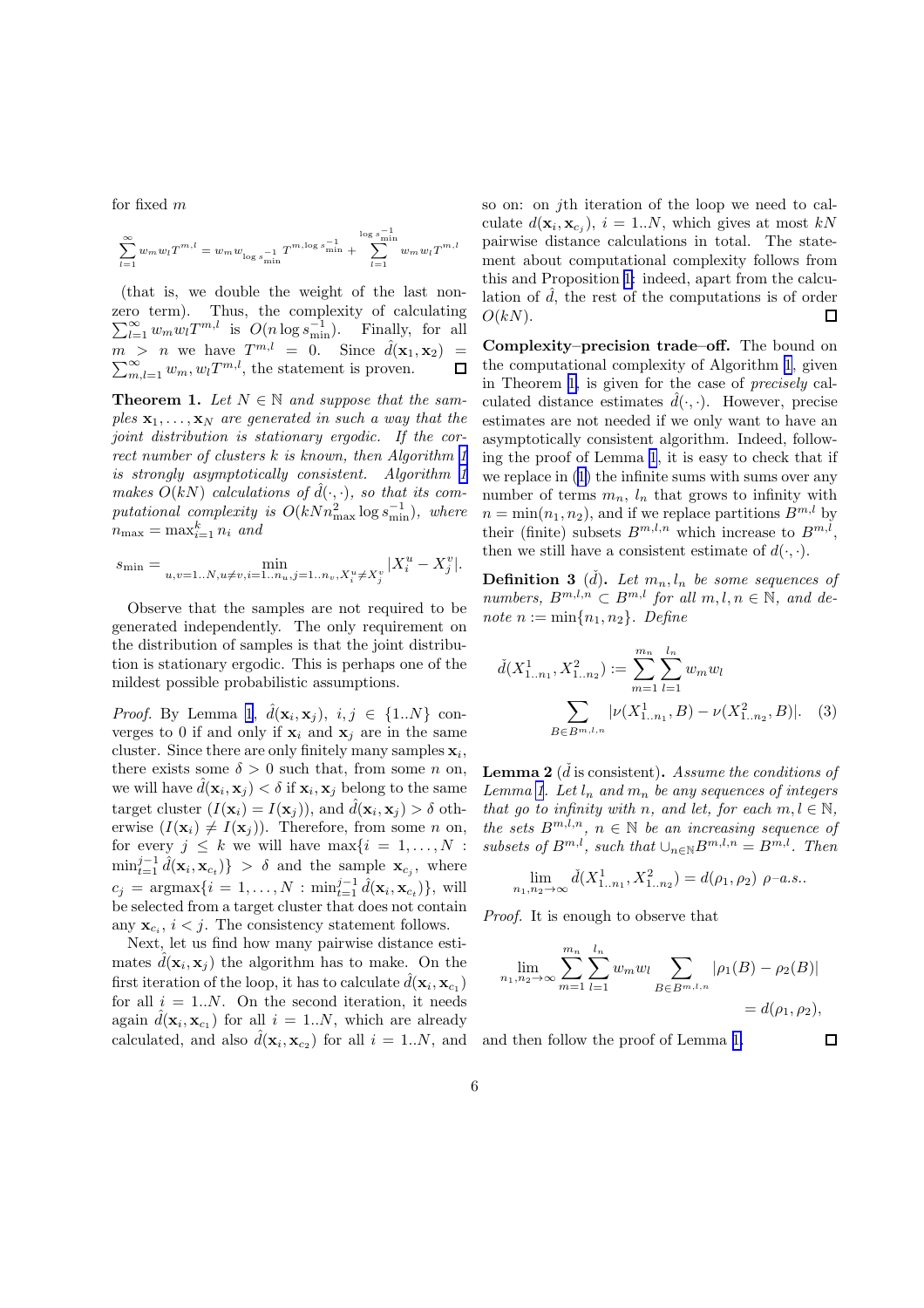for fixed $m$

$$\sum_{l=1}^{\infty} w_m w_l T^{m,l} = w_m w_{\log s_{\min}^{-1}} T^{m,\log s_{\min}^{-1}} + \sum_{l=1}^{\log s_{\min}^{-1}} w_m w_l T^{m,l}$$

(that is, we double the weight of the last non-zero term). Thus, the complexity of calculating $\sum_{l=1}^{\infty} w_m w_l T^{m,l}$ is $O(n \log s_{\min}^{-1})$. Finally, for all $m > n$ we have $T^{m,l} = 0$. Since $\hat{d}(\mathbf{x}_1, \mathbf{x}_2) = \sum_{m,l=1}^{\infty} w_m, w_l T^{m,l}$, the statement is proven. □

**Theorem 1.** *Let $N \in \mathbb{N}$ and suppose that the samples $\mathbf{x}_1, \ldots, \mathbf{x}_N$ are generated in such a way that the joint distribution is stationary ergodic. If the correct number of clusters $k$ is known, then Algorithm 1 is strongly asymptotically consistent. Algorithm 1 makes $O(kN)$ calculations of $\hat{d}(\cdot, \cdot)$, so that its computational complexity is $O(kNn_{\max}^2 \log s_{\min}^{-1})$, where $n_{\max} = \max_{i=1}^{k} n_i$ and*

$$s_{\min} = \min_{u,v=1..N, u \neq v, i=1..n_u, j=1..n_v, X_i^u \neq X_j^v} |X_i^u - X_j^v|.$$

Observe that the samples are not required to be generated independently. The only requirement on the distribution of samples is that the joint distribution is stationary ergodic. This is perhaps one of the mildest possible probabilistic assumptions.

*Proof.* By Lemma 1, $\hat{d}(\mathbf{x}_i, \mathbf{x}_j)$, $i, j \in \{1..N\}$ converges to 0 if and only if $\mathbf{x}_i$ and $\mathbf{x}_j$ are in the same cluster. Since there are only finitely many samples $\mathbf{x}_i$, there exists some $\delta > 0$ such that, from some $n$ on, we will have $\hat{d}(\mathbf{x}_i, \mathbf{x}_j) < \delta$ if $\mathbf{x}_i, \mathbf{x}_j$ belong to the same target cluster ($I(\mathbf{x}_i) = I(\mathbf{x}_j)$), and $\hat{d}(\mathbf{x}_i, \mathbf{x}_j) > \delta$ otherwise ($I(\mathbf{x}_i) \neq I(\mathbf{x}_j)$). Therefore, from some $n$ on, for every $j \le k$ we will have $\max\{i = 1, \ldots, N : \min_{t=1}^{j-1} \hat{d}(\mathbf{x}_i, \mathbf{x}_{c_t})\} > \delta$ and the sample $\mathbf{x}_{c_j}$, where $c_j = \operatorname{argmax}\{i = 1, \ldots, N : \min_{t=1}^{j-1} \hat{d}(\mathbf{x}_i, \mathbf{x}_{c_t})\}$, will be selected from a target cluster that does not contain any $\mathbf{x}_{c_i}$, $i < j$. The consistency statement follows.

Next, let us find how many pairwise distance estimates $\hat{d}(\mathbf{x}_i, \mathbf{x}_j)$ the algorithm has to make. On the first iteration of the loop, it has to calculate $\hat{d}(\mathbf{x}_i, \mathbf{x}_{c_1})$ for all $i = 1..N$. On the second iteration, it needs again $\hat{d}(\mathbf{x}_i, \mathbf{x}_{c_1})$ for all $i = 1..N$, which are already calculated, and also $\hat{d}(\mathbf{x}_i, \mathbf{x}_{c_2})$ for all $i = 1..N$, and so on: on $j$th iteration of the loop we need to calculate $d(\mathbf{x}_i, \mathbf{x}_{c_j})$, $i = 1..N$, which gives at most $kN$ pairwise distance calculations in total. The statement about computational complexity follows from this and Proposition 1: indeed, apart from the calculation of $\hat{d}$, the rest of the computations is of order $O(kN)$. □

**Complexity–precision trade–off.** The bound on the computational complexity of Algorithm 1, given in Theorem 1, is given for the case of *precisely* calculated distance estimates $\hat{d}(\cdot, \cdot)$. However, precise estimates are not needed if we only want to have an asymptotically consistent algorithm. Indeed, following the proof of Lemma 1, it is easy to check that if we replace in (1) the infinite sums with sums over any number of terms $m_n$, $l_n$ that grows to infinity with $n = \min(n_1, n_2)$, and if we replace partitions $B^{m,l}$ by their (finite) subsets $B^{m,l,n}$ which increase to $B^{m,l}$, then we still have a consistent estimate of $d(\cdot, \cdot)$.

**Definition 3** ($\check{d}$). *Let $m_n, l_n$ be some sequences of numbers, $B^{m,l,n} \subset B^{m,l}$ for all $m, l, n \in \mathbb{N}$, and denote $n := \min\{n_1, n_2\}$. Define*

$$\check{d}(X^1_{1..n_1}, X^2_{1..n_2}) := \sum_{m=1}^{m_n} \sum_{l=1}^{l_n} w_m w_l \sum_{B \in B^{m,l,n}} |\nu(X^1_{1..n_1}, B) - \nu(X^2_{1..n_2}, B)|. \quad (3)$$

**Lemma 2** ($\check{d}$ is consistent)**.** *Assume the conditions of Lemma 1. Let $l_n$ and $m_n$ be any sequences of integers that go to infinity with $n$, and let, for each $m, l \in \mathbb{N}$, the sets $B^{m,l,n}$, $n \in \mathbb{N}$ be an increasing sequence of subsets of $B^{m,l}$, such that $\cup_{n \in \mathbb{N}} B^{m,l,n} = B^{m,l}$. Then*

$$\lim_{n_1, n_2 \to \infty} \check{d}(X^1_{1..n_1}, X^2_{1..n_2}) = d(\rho_1, \rho_2) \ \rho\text{–a.s.}.$$

*Proof.* It is enough to observe that

$$\lim_{n_1, n_2 \to \infty} \sum_{m=1}^{m_n} \sum_{l=1}^{l_n} w_m w_l \sum_{B \in B^{m,l,n}} |\rho_1(B) - \rho_2(B)| = d(\rho_1, \rho_2),$$

and then follow the proof of Lemma 1. □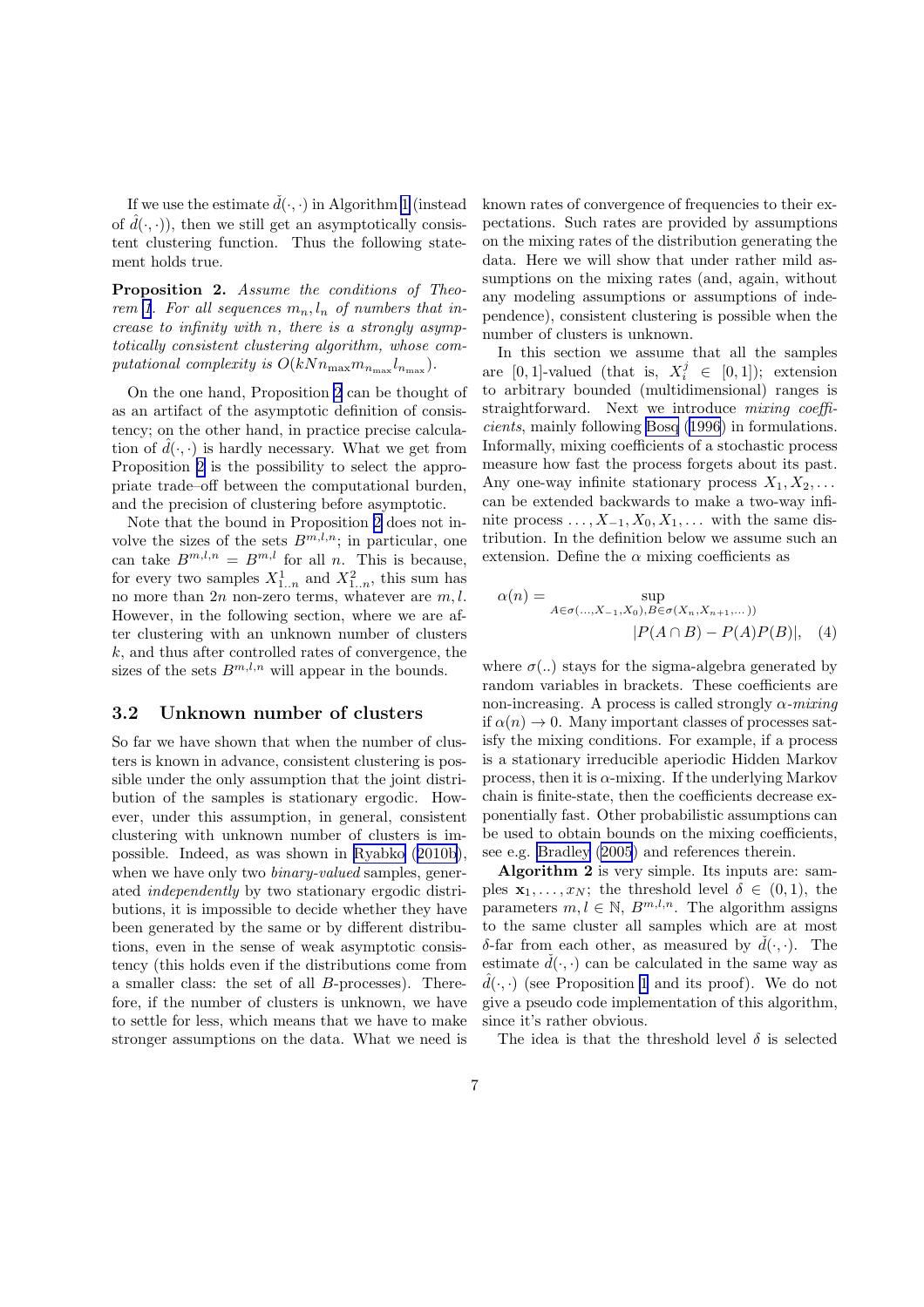If we use the estimate $\check{d}(\cdot,\cdot)$ in Algorithm 1 (instead of $\hat{d}(\cdot,\cdot)$), then we still get an asymptotically consistent clustering function. Thus the following statement holds true.

**Proposition 2.** *Assume the conditions of Theorem 1. For all sequences $m_n, l_n$ of numbers that increase to infinity with $n$, there is a strongly asymptotically consistent clustering algorithm, whose computational complexity is $O(kNn_{\max}m_{n_{\max}}l_{n_{\max}})$.*

On the one hand, Proposition 2 can be thought of as an artifact of the asymptotic definition of consistency; on the other hand, in practice precise calculation of $\hat{d}(\cdot,\cdot)$ is hardly necessary. What we get from Proposition 2 is the possibility to select the appropriate trade–off between the computational burden, and the precision of clustering before asymptotic.

Note that the bound in Proposition 2 does not involve the sizes of the sets $B^{m,l,n}$; in particular, one can take $B^{m,l,n} = B^{m,l}$ for all $n$. This is because, for every two samples $X^1_{1..n}$ and $X^2_{1..n}$, this sum has no more than $2n$ non-zero terms, whatever are $m, l$. However, in the following section, where we are after clustering with an unknown number of clusters $k$, and thus after controlled rates of convergence, the sizes of the sets $B^{m,l,n}$ will appear in the bounds.

### 3.2 Unknown number of clusters

So far we have shown that when the number of clusters is known in advance, consistent clustering is possible under the only assumption that the joint distribution of the samples is stationary ergodic. However, under this assumption, in general, consistent clustering with unknown number of clusters is impossible. Indeed, as was shown in Ryabko (2010b), when we have only two *binary-valued* samples, generated *independently* by two stationary ergodic distributions, it is impossible to decide whether they have been generated by the same or by different distributions, even in the sense of weak asymptotic consistency (this holds even if the distributions come from a smaller class: the set of all $B$-processes). Therefore, if the number of clusters is unknown, we have to settle for less, which means that we have to make stronger assumptions on the data. What we need is known rates of convergence of frequencies to their expectations. Such rates are provided by assumptions on the mixing rates of the distribution generating the data. Here we will show that under rather mild assumptions on the mixing rates (and, again, without any modeling assumptions or assumptions of independence), consistent clustering is possible when the number of clusters is unknown.

In this section we assume that all the samples are $[0,1]$-valued (that is, $X^j_i \in [0,1]$); extension to arbitrary bounded (multidimensional) ranges is straightforward. Next we introduce *mixing coefficients*, mainly following Bosq (1996) in formulations. Informally, mixing coefficients of a stochastic process measure how fast the process forgets about its past. Any one-way infinite stationary process $X_1, X_2, \dots$ can be extended backwards to make a two-way infinite process $\dots, X_{-1}, X_0, X_1, \dots$ with the same distribution. In the definition below we assume such an extension. Define the $\alpha$ mixing coefficients as

$$\alpha(n) = \sup_{A\in\sigma(\dots,X_{-1},X_0),B\in\sigma(X_n,X_{n+1},\dots))} |P(A\cap B) - P(A)P(B)|, \quad (4)$$

where $\sigma(..)$ stays for the sigma-algebra generated by random variables in brackets. These coefficients are non-increasing. A process is called strongly $\alpha$-*mixing* if $\alpha(n) \to 0$. Many important classes of processes satisfy the mixing conditions. For example, if a process is a stationary irreducible aperiodic Hidden Markov process, then it is $\alpha$-mixing. If the underlying Markov chain is finite-state, then the coefficients decrease exponentially fast. Other probabilistic assumptions can be used to obtain bounds on the mixing coefficients, see e.g. Bradley (2005) and references therein.

**Algorithm 2** is very simple. Its inputs are: samples $\mathbf{x}_1, \dots, x_N$; the threshold level $\delta \in (0,1)$, the parameters $m, l \in \mathbb{N}$, $B^{m,l,n}$. The algorithm assigns to the same cluster all samples which are at most $\delta$-far from each other, as measured by $\check{d}(\cdot,\cdot)$. The estimate $\check{d}(\cdot,\cdot)$ can be calculated in the same way as $\hat{d}(\cdot,\cdot)$ (see Proposition 1 and its proof). We do not give a pseudo code implementation of this algorithm, since it's rather obvious.

The idea is that the threshold level $\delta$ is selected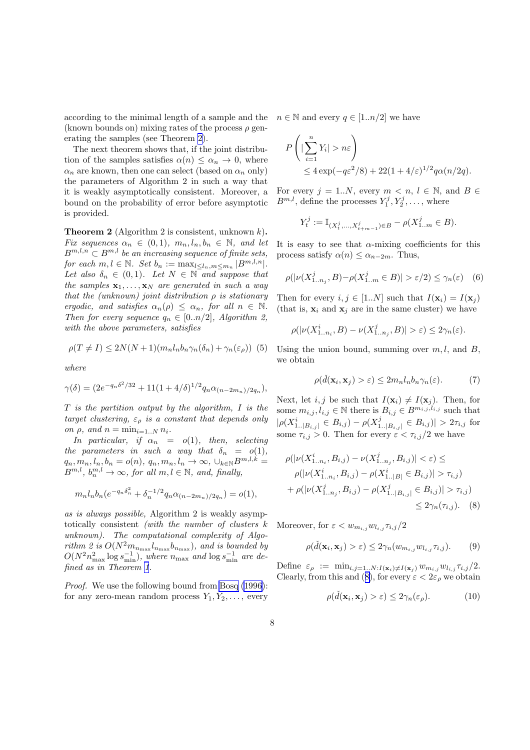according to the minimal length of a sample and the (known bounds on) mixing rates of the process $\rho$ generating the samples (see Theorem 2).

The next theorem shows that, if the joint distribution of the samples satisfies $\alpha(n) \leq \alpha_n \to 0$, where $\alpha_n$ are known, then one can select (based on $\alpha_n$ only) the parameters of Algorithm 2 in such a way that it is weakly asymptotically consistent. Moreover, a bound on the probability of error before asymptotic is provided.

**Theorem 2** (Algorithm 2 is consistent, unknown $k$)**.** *Fix sequences $\alpha_n \in (0,1)$, $m_n, l_n, b_n \in \mathbb{N}$, and let $B^{m,l,n} \subset B^{m,l}$ be an increasing sequence of finite sets, for each $m, l \in \mathbb{N}$. Set $b_n := \max_{l \leq l_n, m \leq m_n} |B^{m,l,n}|$. Let also $\delta_n \in (0,1)$. Let $N \in \mathbb{N}$ and suppose that the samples $\mathbf{x}_1, \dots, \mathbf{x}_N$ are generated in such a way that the (unknown) joint distribution $\rho$ is stationary ergodic, and satisfies $\alpha_n(\rho) \leq \alpha_n$, for all $n \in \mathbb{N}$. Then for every sequence $q_n \in [0..n/2]$, Algorithm 2, with the above parameters, satisfies*

$$\rho(T \neq I) \leq 2N(N+1)(m_n l_n b_n \gamma_n(\delta_n) + \gamma_n(\varepsilon_\rho)) \quad (5)$$

*where*

$$\gamma(\delta) = (2e^{-q_n\delta^2/32} + 11(1+4/\delta)^{1/2} q_n \alpha_{(n-2m_n)/2q_n}),$$

*$T$ is the partition output by the algorithm, $I$ is the target clustering, $\varepsilon_\rho$ is a constant that depends only on $\rho$, and $n = \min_{i=1..N} n_i$.*

*In particular, if $\alpha_n = o(1)$, then, selecting the parameters in such a way that $\delta_n = o(1)$, $q_n, m_n, l_n, b_n = o(n)$, $q_n, m_n, l_n \to \infty$, $\cup_{k\in\mathbb{N}} B^{m,l,k} = B^{m,l}$, $b_n^{m,l} \to \infty$, for all $m, l \in \mathbb{N}$, and, finally,*

$$m_n l_n b_n (e^{-q_n\delta_n^2} + \delta_n^{-1/2} q_n \alpha_{(n-2m_n)/2q_n}) = o(1),$$

*as is always possible,* Algorithm 2 is weakly asymptotically consistent *(with the number of clusters $k$ unknown). The computational complexity of Algorithm 2 is $O(N^2 m_{n_{\max}} l_{n_{\max}} b_{n_{\max}})$, and is bounded by $O(N^2 n_{\max}^2 \log s_{\min}^{-1})$, where $n_{\max}$ and $\log s_{\min}^{-1}$ are defined as in Theorem 1.*

*Proof.* We use the following bound from Bosq (1996): for any zero-mean random process $Y_1, Y_2, \dots$, every $n \in \mathbb{N}$ and every $q \in [1..n/2]$ we have

$$P\left(|\sum_{i=1}^{n} Y_i| > n\varepsilon\right) \leq 4\exp(-q\varepsilon^2/8) + 22(1+4/\varepsilon)^{1/2} q\alpha(n/2q).$$

For every $j = 1..N$, every $m < n$, $l \in \mathbb{N}$, and $B \in B^{m,l}$, define the processes $Y_1^j, Y_2^j, \dots$, where

$$Y_t^j := \mathbb{I}_{(X_t^j, \dots, X_{t+m-1}^j) \in B} - \rho(X_{1..m}^j \in B).$$

It is easy to see that $\alpha$-mixing coefficients for this process satisfy $\alpha(n) \leq \alpha_{n-2m}$. Thus,

$$\rho(|\nu(X_{1..n_j}^j, B) - \rho(X_{1..m}^j \in B)| > \varepsilon/2) \leq \gamma_n(\varepsilon) \quad (6)$$

Then for every $i, j \in [1..N]$ such that $I(\mathbf{x}_i) = I(\mathbf{x}_j)$ (that is, $\mathbf{x}_i$ and $\mathbf{x}_j$ are in the same cluster) we have

$$\rho(|\nu(X_{1..n_i}^i, B) - \nu(X_{1..n_j}^j, B)| > \varepsilon) \leq 2\gamma_n(\varepsilon).$$

Using the union bound, summing over $m$, $l$, and $B$, we obtain

$$\rho(\check{d}(\mathbf{x}_i, \mathbf{x}_j) > \varepsilon) \leq 2m_n l_n b_n \gamma_n(\varepsilon). \quad (7)$$

Next, let $i, j$ be such that $I(\mathbf{x}_i) \neq I(\mathbf{x}_j)$. Then, for some $m_{i,j}, l_{i,j} \in \mathbb{N}$ there is $B_{i,j} \in B^{m_{i,j}, l_{i,j}}$ such that $|\rho(X_{1..|B_{i,j}|}^i \in B_{i,j}) - \rho(X_{1..|B_{i,j}|}^j \in B_{i,j})| > 2\tau_{i,j}$ for some $\tau_{i,j} > 0$. Then for every $\varepsilon < \tau_{i,j}/2$ we have

$$\begin{aligned}
\rho(|\nu(X_{1..n_i}^i, B_{i,j}) - \nu(X_{1..n_j}^j, B_{i,j})| < \varepsilon) \leq \\
\rho(|\nu(X_{1..n_i}^i, B_{i,j}) - \rho(X_{1..|B|}^i \in B_{i,j})| > \tau_{i,j}) \\
+ \rho(|\nu(X_{1..n_j}^j, B_{i,j}) - \rho(X_{1..|B_{i,j}|}^j \in B_{i,j})| > \tau_{i,j}) \\
\leq 2\gamma_n(\tau_{i,j}). \quad (8)
\end{aligned}$$

Moreover, for $\varepsilon < w_{m_{i,j}} w_{l_{i,j}} \tau_{i,j}/2$

$$\rho(\check{d}(\mathbf{x}_i, \mathbf{x}_j) > \varepsilon) \leq 2\gamma_n(w_{m_{i,j}} w_{l_{i,j}} \tau_{i,j}). \quad (9)$$

Define $\varepsilon_\rho := \min_{i,j=1..N: I(\mathbf{x}_i) \neq I(\mathbf{x}_j)} w_{m_{i,j}} w_{l_{i,j}} \tau_{i,j}/2$. Clearly, from this and (8), for every $\varepsilon < 2\varepsilon_\rho$ we obtain

$$\rho(\check{d}(\mathbf{x}_i, \mathbf{x}_j) > \varepsilon) \leq 2\gamma_n(\varepsilon_\rho). \quad (10)$$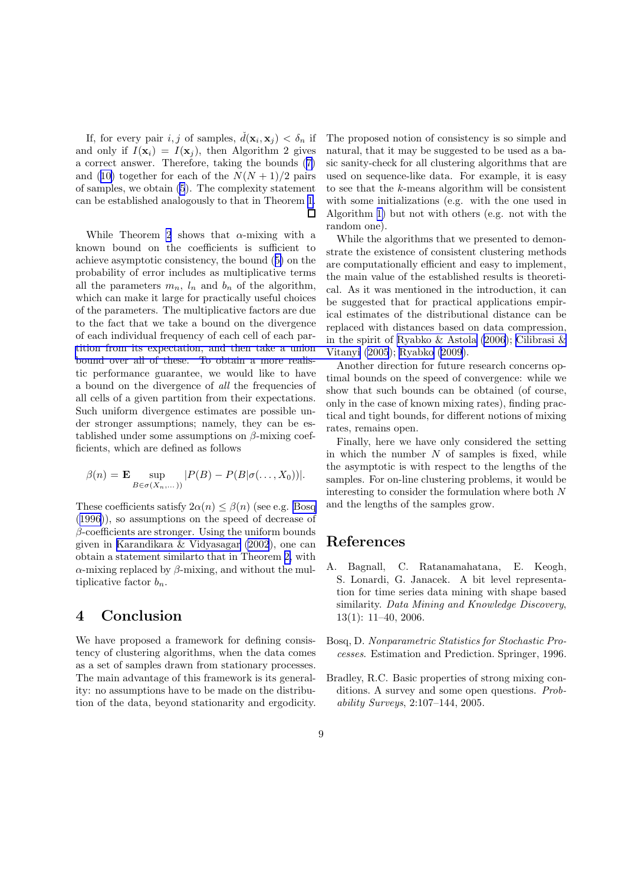If, for every pair $i, j$ of samples, $\check{d}(\mathbf{x}_i, \mathbf{x}_j) < \delta_n$ if and only if $I(\mathbf{x}_i) = I(\mathbf{x}_j)$, then Algorithm 2 gives a correct answer. Therefore, taking the bounds (7) and (10) together for each of the $N(N+1)/2$ pairs of samples, we obtain (5). The complexity statement can be established analogously to that in Theorem 1. □

While Theorem 2 shows that $\alpha$-mixing with a known bound on the coefficients is sufficient to achieve asymptotic consistency, the bound (5) on the probability of error includes as multiplicative terms all the parameters $m_n$, $l_n$ and $b_n$ of the algorithm, which can make it large for practically useful choices of the parameters. The multiplicative factors are due to the fact that we take a bound on the divergence of each individual frequency of each cell of each partition from its expectation, and then take a union bound over all of these. To obtain a more realistic performance guarantee, we would like to have a bound on the divergence of *all* the frequencies of all cells of a given partition from their expectations. Such uniform divergence estimates are possible under stronger assumptions; namely, they can be established under some assumptions on $\beta$-mixing coefficients, which are defined as follows

$$\beta(n) = \mathbf{E} \sup_{B \in \sigma(X_n, \dots)} |P(B) - P(B|\sigma(\dots, X_0))|.$$

These coefficients satisfy $2\alpha(n) \leq \beta(n)$ (see e.g. Bosq (1996)), so assumptions on the speed of decrease of $\beta$-coefficients are stronger. Using the uniform bounds given in Karandikara & Vidyasagar (2002), one can obtain a statement similarto that in Theorem 2, with $\alpha$-mixing replaced by $\beta$-mixing, and without the multiplicative factor $b_n$.

# 4 Conclusion

We have proposed a framework for defining consistency of clustering algorithms, when the data comes as a set of samples drawn from stationary processes. The main advantage of this framework is its generality: no assumptions have to be made on the distribution of the data, beyond stationarity and ergodicity. The proposed notion of consistency is so simple and natural, that it may be suggested to be used as a basic sanity-check for all clustering algorithms that are used on sequence-like data. For example, it is easy to see that the $k$-means algorithm will be consistent with some initializations (e.g. with the one used in Algorithm 1) but not with others (e.g. not with the random one).

While the algorithms that we presented to demonstrate the existence of consistent clustering methods are computationally efficient and easy to implement, the main value of the established results is theoretical. As it was mentioned in the introduction, it can be suggested that for practical applications empirical estimates of the distributional distance can be replaced with distances based on data compression, in the spirit of Ryabko & Astola (2006); Cilibrasi & Vitanyi (2005); Ryabko (2009).

Another direction for future research concerns optimal bounds on the speed of convergence: while we show that such bounds can be obtained (of course, only in the case of known mixing rates), finding practical and tight bounds, for different notions of mixing rates, remains open.

Finally, here we have only considered the setting in which the number $N$ of samples is fixed, while the asymptotic is with respect to the lengths of the samples. For on-line clustering problems, it would be interesting to consider the formulation where both $N$ and the lengths of the samples grow.

# References

A. Bagnall, C. Ratanamahatana, E. Keogh, S. Lonardi, G. Janacek. A bit level representation for time series data mining with shape based similarity. *Data Mining and Knowledge Discovery*, 13(1): 11–40, 2006.

Bosq, D. *Nonparametric Statistics for Stochastic Processes.* Estimation and Prediction. Springer, 1996.

Bradley, R.C. Basic properties of strong mixing conditions. A survey and some open questions. *Probability Surveys*, 2:107–144, 2005.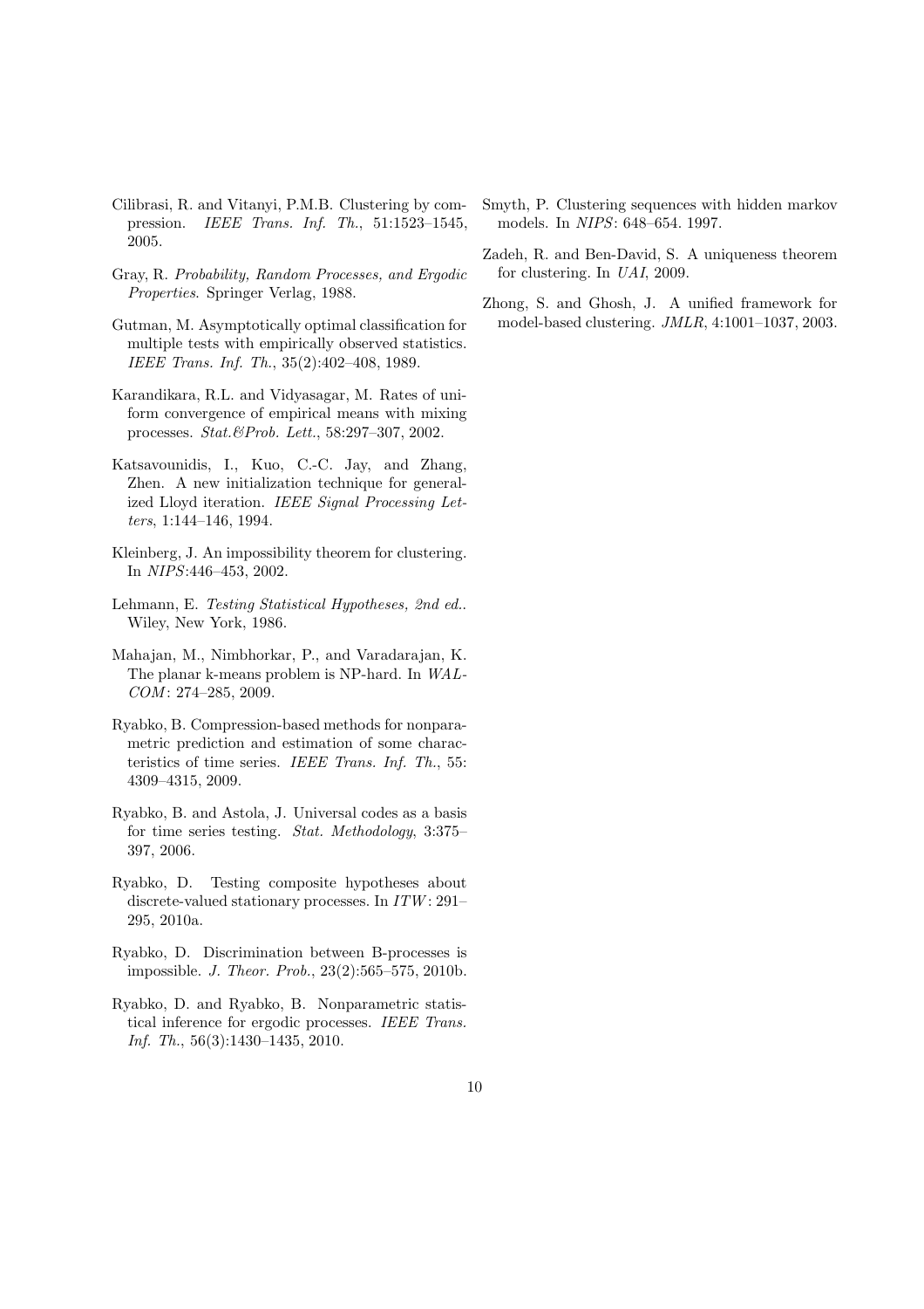Cilibrasi, R. and Vitanyi, P.M.B. Clustering by compression. *IEEE Trans. Inf. Th.*, 51:1523–1545, 2005.

Gray, R. *Probability, Random Processes, and Ergodic Properties*. Springer Verlag, 1988.

Gutman, M. Asymptotically optimal classification for multiple tests with empirically observed statistics. *IEEE Trans. Inf. Th.*, 35(2):402–408, 1989.

Karandikara, R.L. and Vidyasagar, M. Rates of uniform convergence of empirical means with mixing processes. *Stat.&Prob. Lett.*, 58:297–307, 2002.

Katsavounidis, I., Kuo, C.-C. Jay, and Zhang, Zhen. A new initialization technique for generalized Lloyd iteration. *IEEE Signal Processing Letters*, 1:144–146, 1994.

Kleinberg, J. An impossibility theorem for clustering. In *NIPS*:446–453, 2002.

Lehmann, E. *Testing Statistical Hypotheses, 2nd ed.*. Wiley, New York, 1986.

Mahajan, M., Nimbhorkar, P., and Varadarajan, K. The planar k-means problem is NP-hard. In *WALCOM*: 274–285, 2009.

Ryabko, B. Compression-based methods for nonparametric prediction and estimation of some characteristics of time series. *IEEE Trans. Inf. Th.*, 55: 4309–4315, 2009.

Ryabko, B. and Astola, J. Universal codes as a basis for time series testing. *Stat. Methodology*, 3:375–397, 2006.

Ryabko, D. Testing composite hypotheses about discrete-valued stationary processes. In *ITW*: 291–295, 2010a.

Ryabko, D. Discrimination between B-processes is impossible. *J. Theor. Prob.*, 23(2):565–575, 2010b.

Ryabko, D. and Ryabko, B. Nonparametric statistical inference for ergodic processes. *IEEE Trans. Inf. Th.*, 56(3):1430–1435, 2010.

Smyth, P. Clustering sequences with hidden markov models. In *NIPS*: 648–654. 1997.

Zadeh, R. and Ben-David, S. A uniqueness theorem for clustering. In *UAI*, 2009.

Zhong, S. and Ghosh, J. A unified framework for model-based clustering. *JMLR*, 4:1001–1037, 2003.